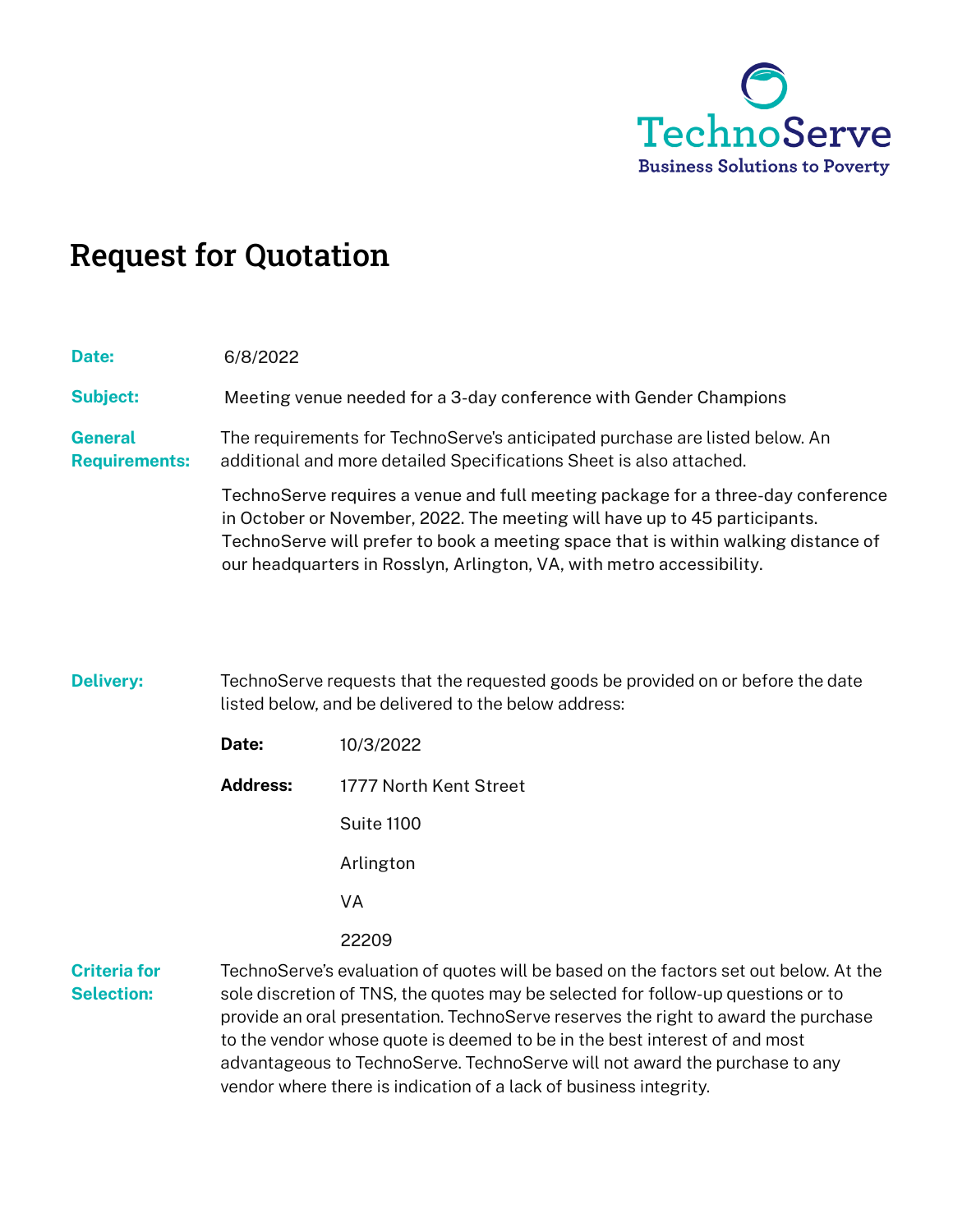TechnoServe
Business Solutions to Poverty

# Request for Quotation

**Date:** 6/8/2022

**Subject:** Meeting venue needed for a 3-day conference with Gender Champions

**General Requirements:** The requirements for TechnoServe's anticipated purchase are listed below. An additional and more detailed Specifications Sheet is also attached.

TechnoServe requires a venue and full meeting package for a three-day conference in October or November, 2022. The meeting will have up to 45 participants. TechnoServe will prefer to book a meeting space that is within walking distance of our headquarters in Rosslyn, Arlington, VA, with metro accessibility.

**Delivery:** TechnoServe requests that the requested goods be provided on or before the date listed below, and be delivered to the below address:

**Date:** 10/3/2022

**Address:** 1777 North Kent Street

Suite 1100

Arlington

VA

22209

**Criteria for Selection:** TechnoServe's evaluation of quotes will be based on the factors set out below. At the sole discretion of TNS, the quotes may be selected for follow-up questions or to provide an oral presentation. TechnoServe reserves the right to award the purchase to the vendor whose quote is deemed to be in the best interest of and most advantageous to TechnoServe. TechnoServe will not award the purchase to any vendor where there is indication of a lack of business integrity.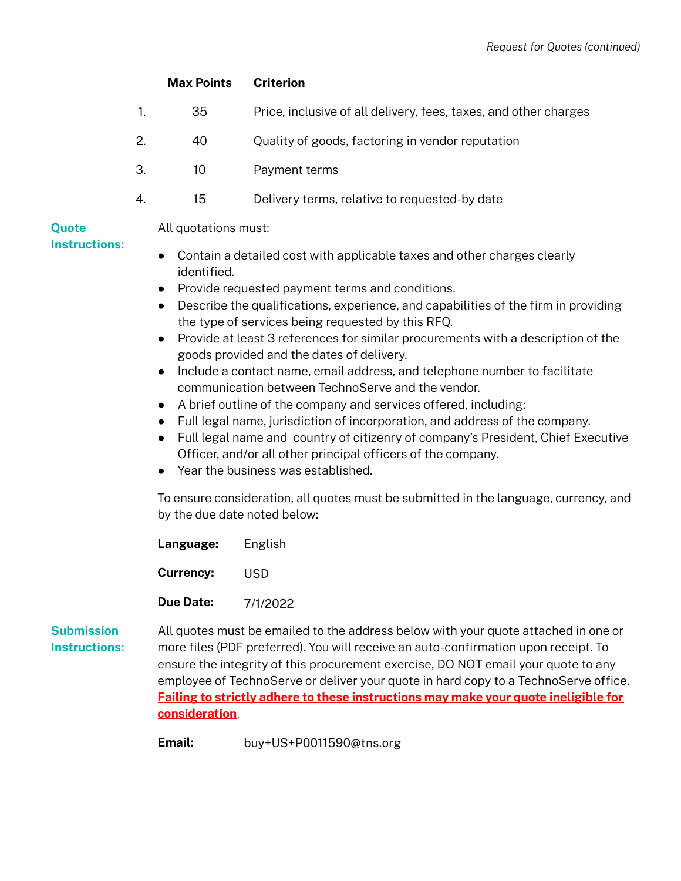| # | Max Points | Criterion |
| --- | --- | --- |
| 1. | 35 | Price, inclusive of all delivery, fees, taxes, and other charges |
| 2. | 40 | Quality of goods, factoring in vendor reputation |
| 3. | 10 | Payment terms |
| 4. | 15 | Delivery terms, relative to requested-by date |

**Quote Instructions:**

All quotations must:

- Contain a detailed cost with applicable taxes and other charges clearly identified.
- Provide requested payment terms and conditions.
- Describe the qualifications, experience, and capabilities of the firm in providing the type of services being requested by this RFQ.
- Provide at least 3 references for similar procurements with a description of the goods provided and the dates of delivery.
- Include a contact name, email address, and telephone number to facilitate communication between TechnoServe and the vendor.
- A brief outline of the company and services offered, including:
- Full legal name, jurisdiction of incorporation, and address of the company.
- Full legal name and  country of citizenry of company's President, Chief Executive Officer, and/or all other principal officers of the company.
- Year the business was established.

To ensure consideration, all quotes must be submitted in the language, currency, and by the due date noted below:

**Language:** English

**Currency:** USD

**Due Date:** 7/1/2022

**Submission Instructions:**

All quotes must be emailed to the address below with your quote attached in one or more files (PDF preferred). You will receive an auto-confirmation upon receipt. To ensure the integrity of this procurement exercise, DO NOT email your quote to any employee of TechnoServe or deliver your quote in hard copy to a TechnoServe office. **Failing to strictly adhere to these instructions may make your quote ineligible for consideration**.

**Email:** buy+US+P0011590@tns.org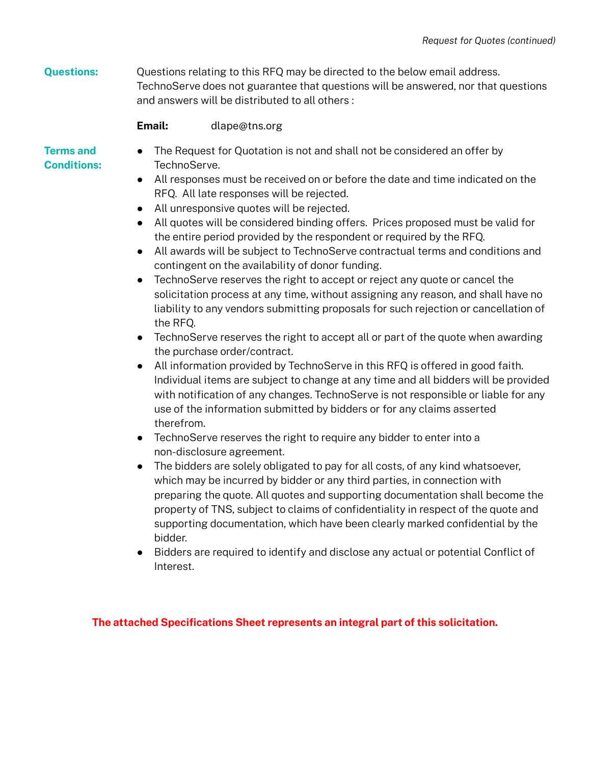**Questions:**

Questions relating to this RFQ may be directed to the below email address. TechnoServe does not guarantee that questions will be answered, nor that questions and answers will be distributed to all others :

**Email:** dlape@tns.org

**Terms and Conditions:**

- The Request for Quotation is not and shall not be considered an offer by TechnoServe.
- All responses must be received on or before the date and time indicated on the RFQ. All late responses will be rejected.
- All unresponsive quotes will be rejected.
- All quotes will be considered binding offers. Prices proposed must be valid for the entire period provided by the respondent or required by the RFQ.
- All awards will be subject to TechnoServe contractual terms and conditions and contingent on the availability of donor funding.
- TechnoServe reserves the right to accept or reject any quote or cancel the solicitation process at any time, without assigning any reason, and shall have no liability to any vendors submitting proposals for such rejection or cancellation of the RFQ.
- TechnoServe reserves the right to accept all or part of the quote when awarding the purchase order/contract.
- All information provided by TechnoServe in this RFQ is offered in good faith. Individual items are subject to change at any time and all bidders will be provided with notification of any changes. TechnoServe is not responsible or liable for any use of the information submitted by bidders or for any claims asserted therefrom.
- TechnoServe reserves the right to require any bidder to enter into a non-disclosure agreement.
- The bidders are solely obligated to pay for all costs, of any kind whatsoever, which may be incurred by bidder or any third parties, in connection with preparing the quote. All quotes and supporting documentation shall become the property of TNS, subject to claims of confidentiality in respect of the quote and supporting documentation, which have been clearly marked confidential by the bidder.
- Bidders are required to identify and disclose any actual or potential Conflict of Interest.

**The attached Specifications Sheet represents an integral part of this solicitation.**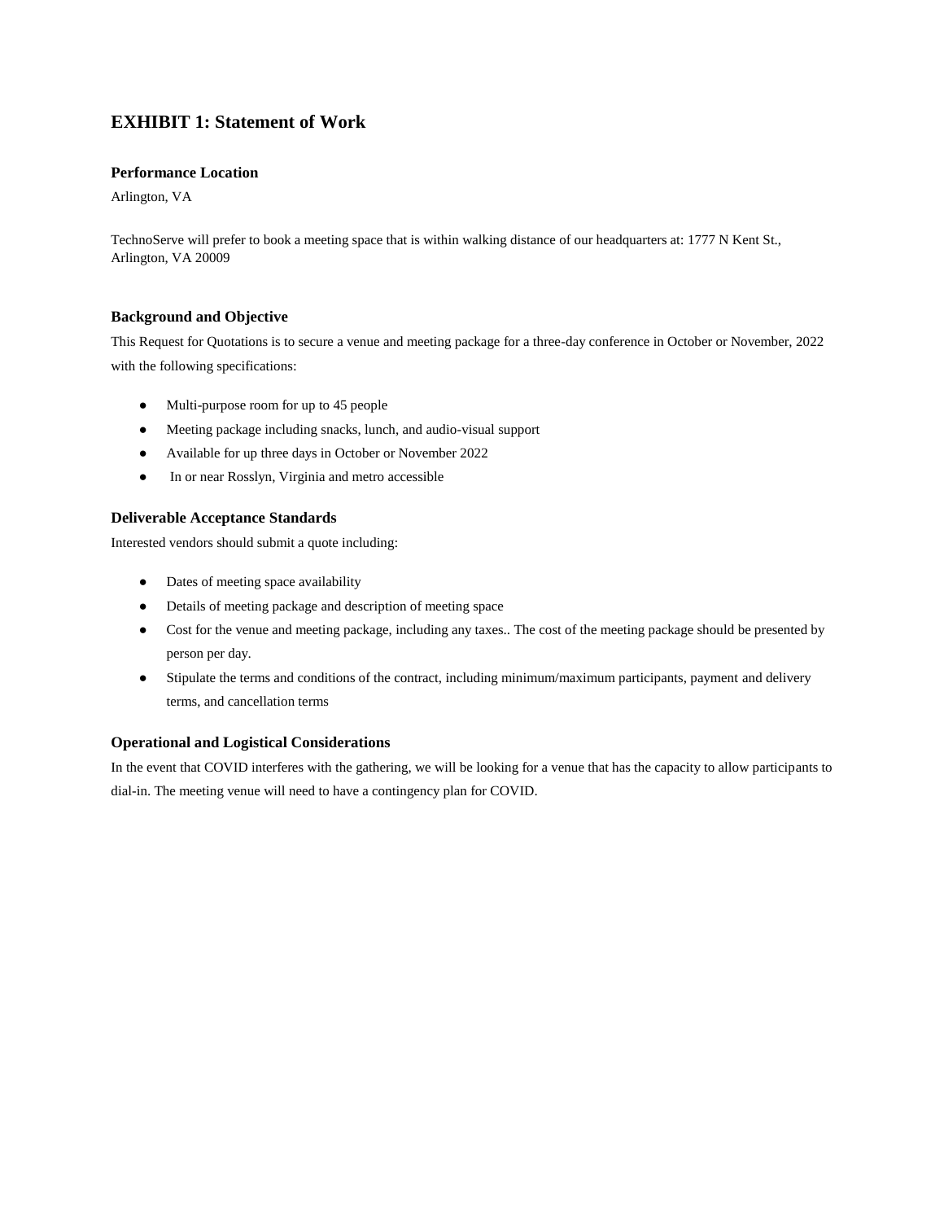## EXHIBIT 1: Statement of Work

### Performance Location

Arlington, VA

TechnoServe will prefer to book a meeting space that is within walking distance of our headquarters at: 1777 N Kent St., Arlington, VA 20009

### Background and Objective

This Request for Quotations is to secure a venue and meeting package for a three-day conference in October or November, 2022 with the following specifications:

- Multi-purpose room for up to 45 people
- Meeting package including snacks, lunch, and audio-visual support
- Available for up three days in October or November 2022
- In or near Rosslyn, Virginia and metro accessible

### Deliverable Acceptance Standards

Interested vendors should submit a quote including:

- Dates of meeting space availability
- Details of meeting package and description of meeting space
- Cost for the venue and meeting package, including any taxes.. The cost of the meeting package should be presented by person per day.
- Stipulate the terms and conditions of the contract, including minimum/maximum participants, payment and delivery terms, and cancellation terms

### Operational and Logistical Considerations

In the event that COVID interferes with the gathering, we will be looking for a venue that has the capacity to allow participants to dial-in. The meeting venue will need to have a contingency plan for COVID.